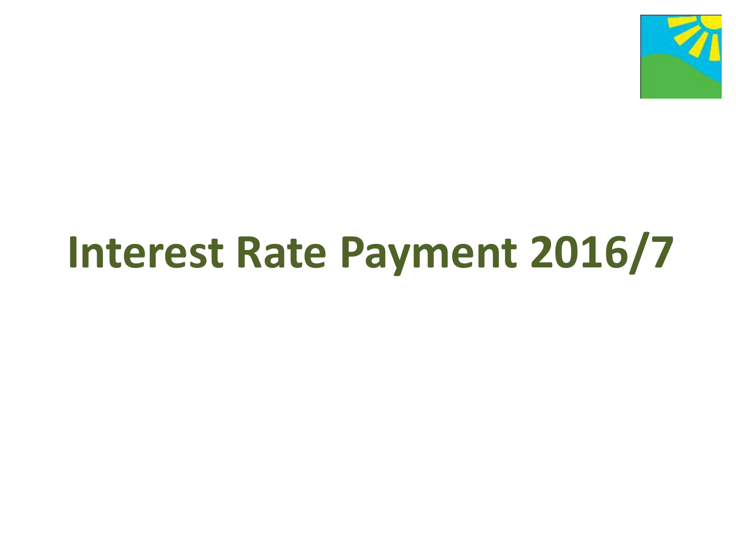# Interest Rate Payment 2016/7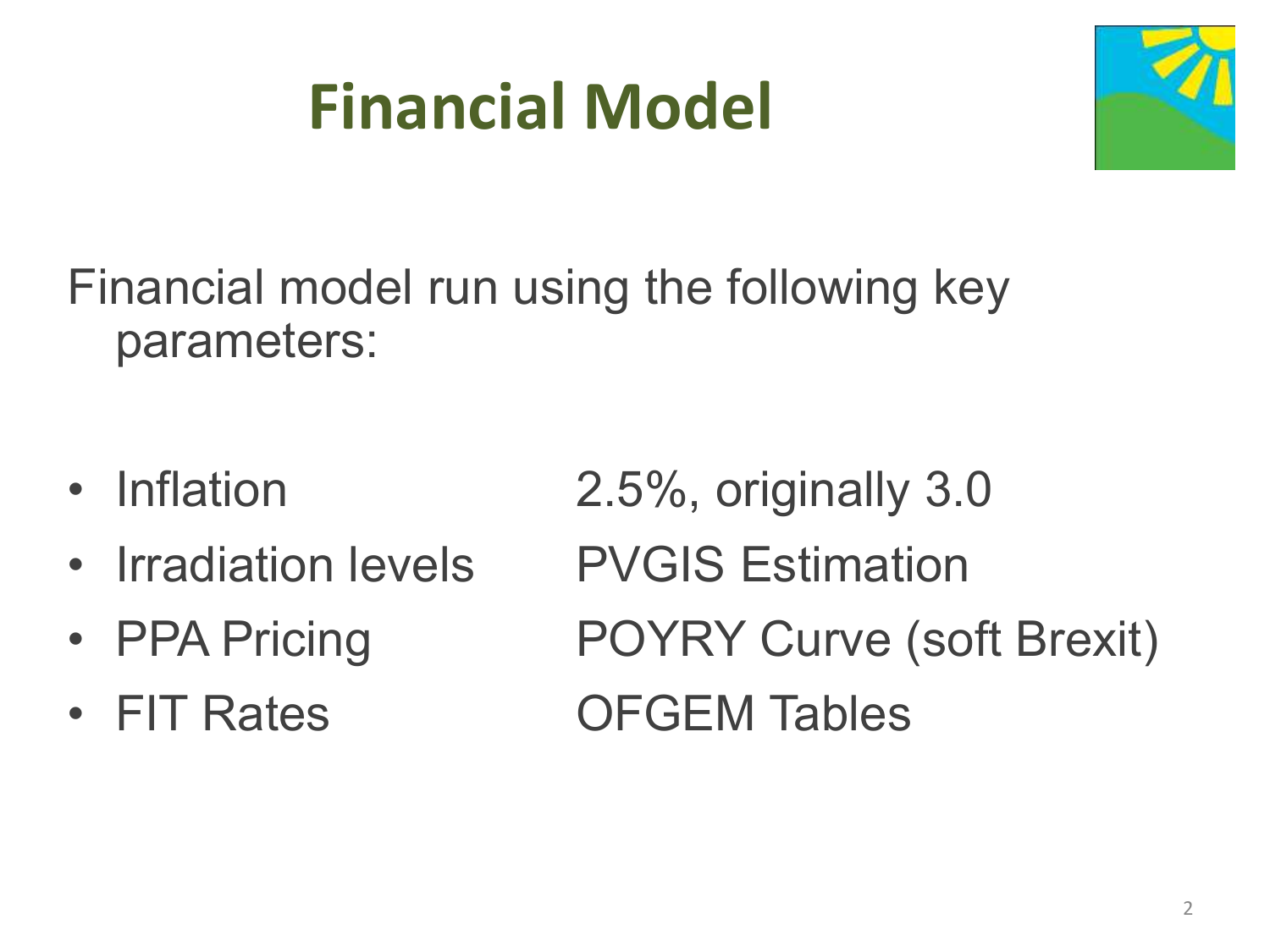# Financial Model

Financial model run using the following key parameters:

- Inflation  2.5%, originally 3.0
- Irradiation levels  PVGIS Estimation
- PPA Pricing  POYRY Curve (soft Brexit)
- FIT Rates  OFGEM Tables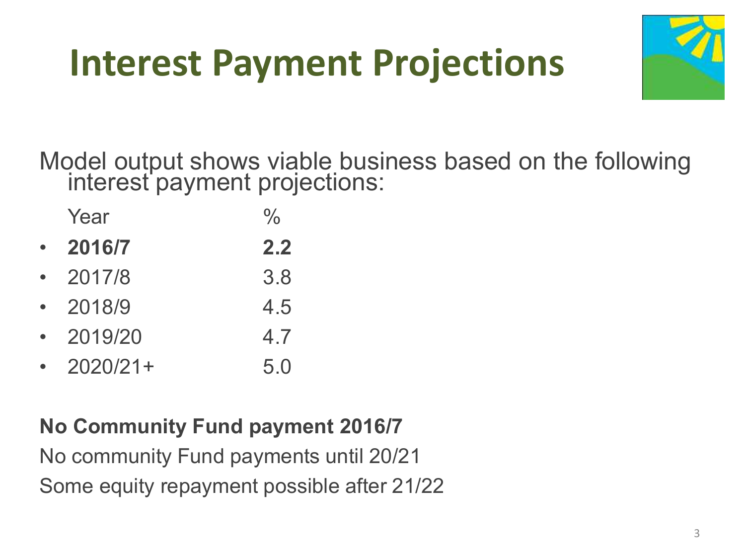# Interest Payment Projections

Model output shows viable business based on the following interest payment projections:

| Year | % |
|---|---|
| **2016/7** | **2.2** |
| 2017/8 | 3.8 |
| 2018/9 | 4.5 |
| 2019/20 | 4.7 |
| 2020/21+ | 5.0 |

**No Community Fund payment 2016/7**

No community Fund payments until 20/21

Some equity repayment possible after 21/22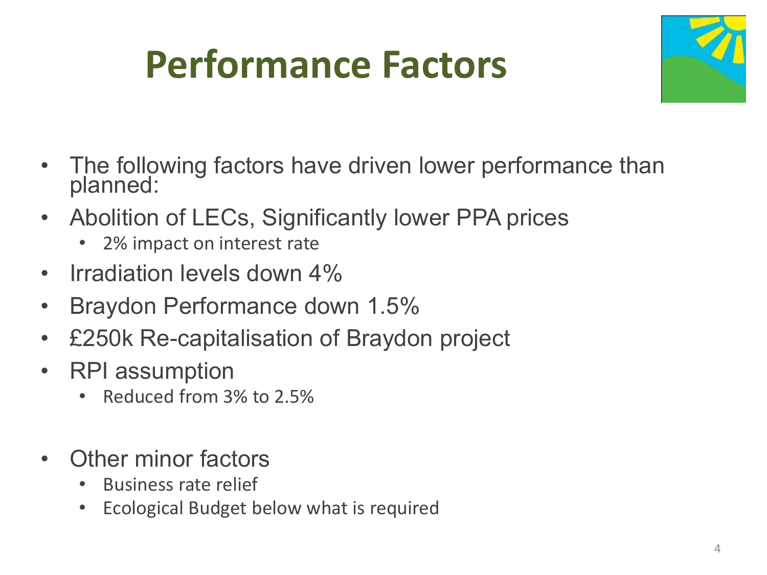# Performance Factors

- The following factors have driven lower performance than planned:
- Abolition of LECs, Significantly lower PPA prices
  - 2% impact on interest rate
- Irradiation levels down 4%
- Braydon Performance down 1.5%
- £250k Re-capitalisation of Braydon project
- RPI assumption
  - Reduced from 3% to 2.5%

- Other minor factors
  - Business rate relief
  - Ecological Budget below what is required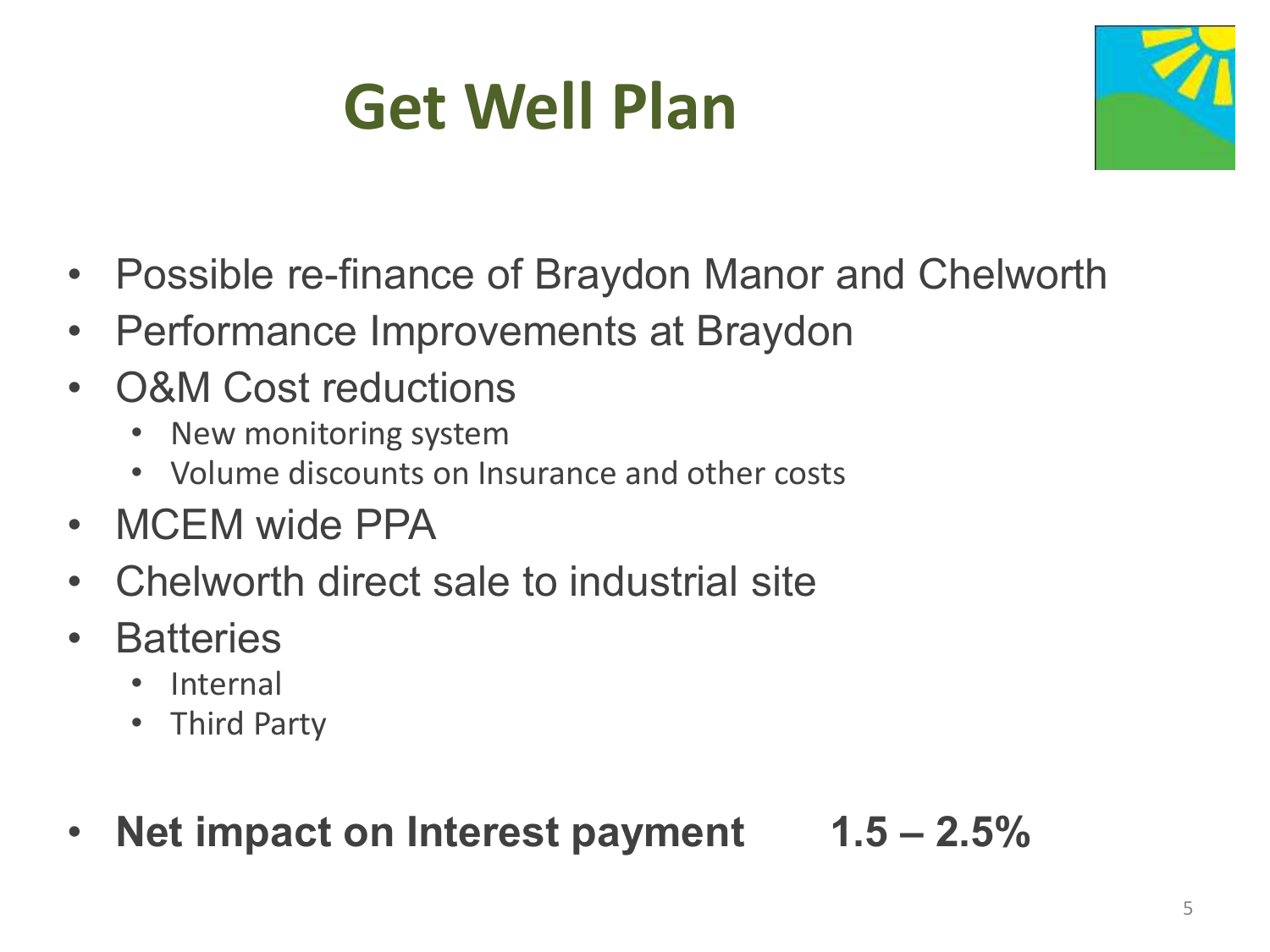# Get Well Plan

- Possible re-finance of Braydon Manor and Chelworth
- Performance Improvements at Braydon
- O&M Cost reductions
  - New monitoring system
  - Volume discounts on Insurance and other costs
- MCEM wide PPA
- Chelworth direct sale to industrial site
- Batteries
  - Internal
  - Third Party

- **Net impact on Interest payment 1.5 – 2.5%**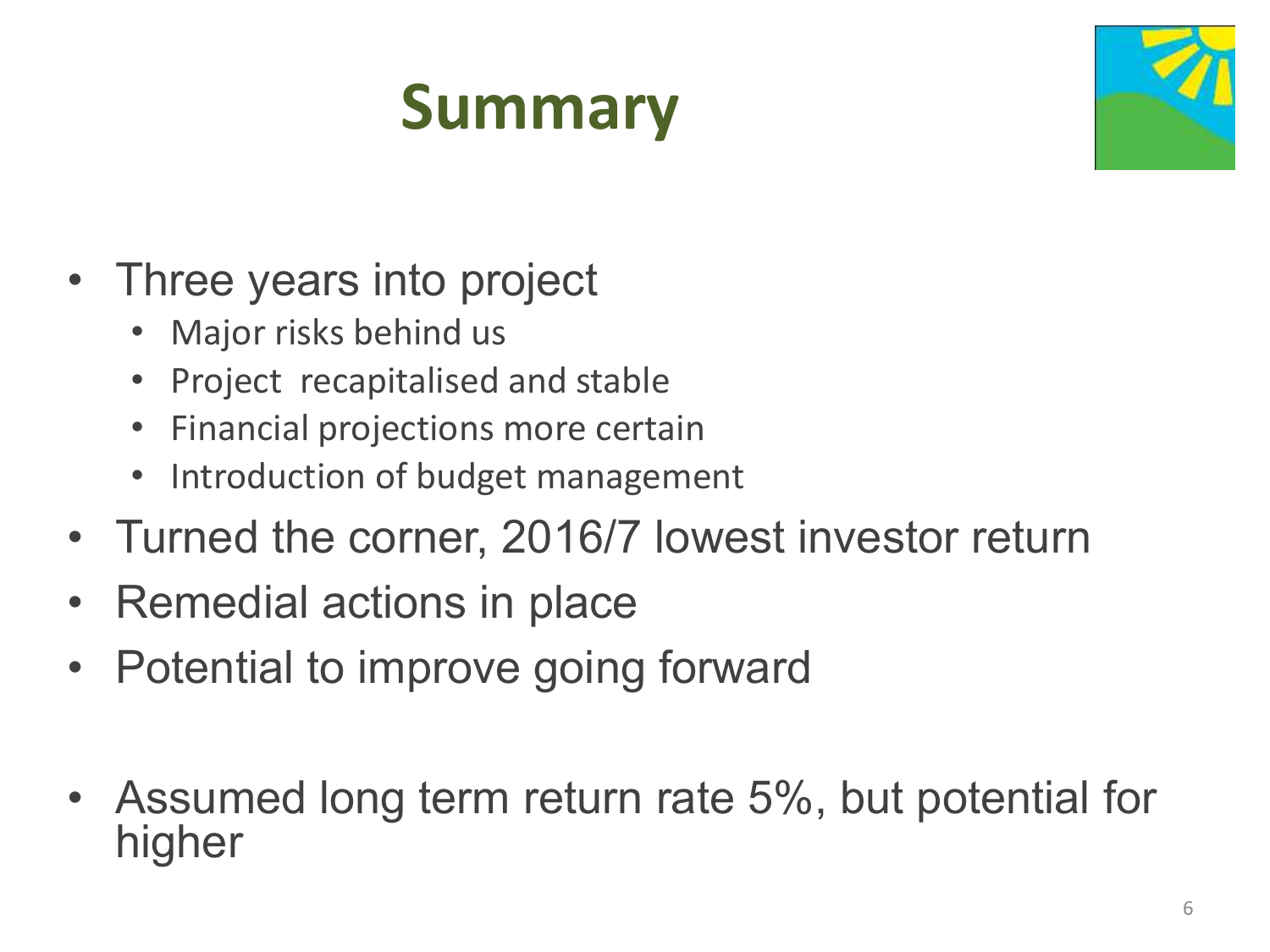# Summary

- Three years into project
  - Major risks behind us
  - Project  recapitalised and stable
  - Financial projections more certain
  - Introduction of budget management
- Turned the corner, 2016/7 lowest investor return
- Remedial actions in place
- Potential to improve going forward
- Assumed long term return rate 5%, but potential for higher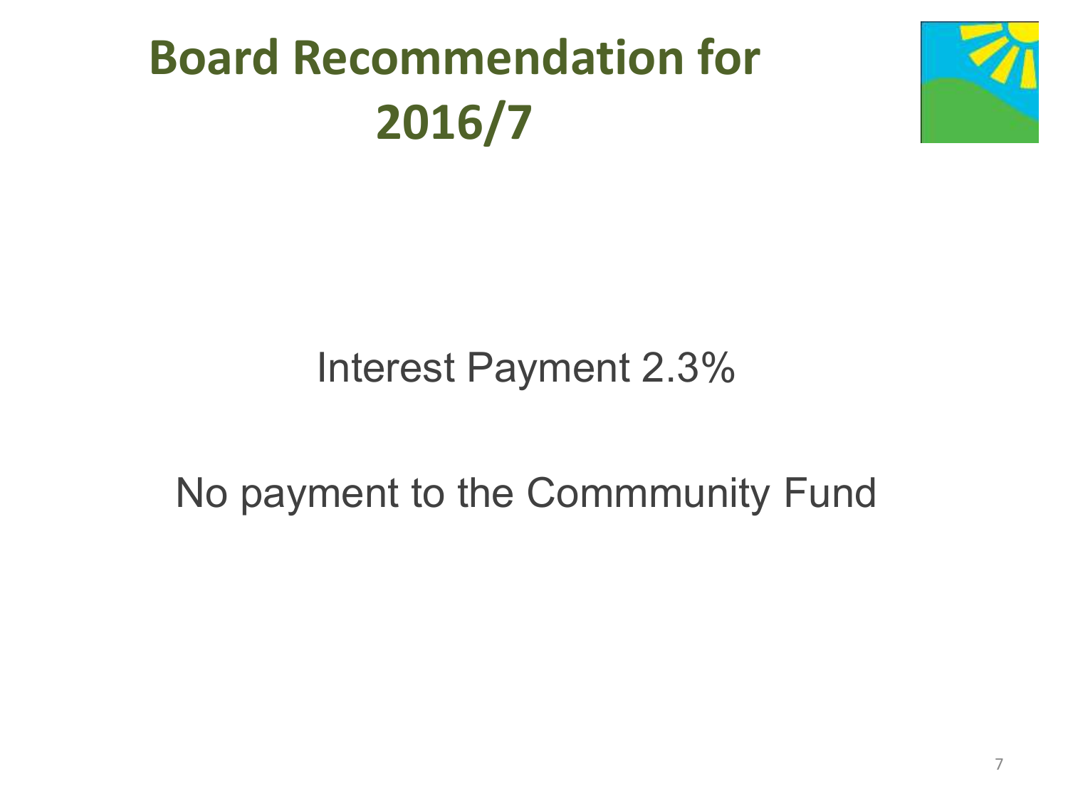# Board Recommendation for 2016/7

Interest Payment 2.3%

No payment to the Commmunity Fund